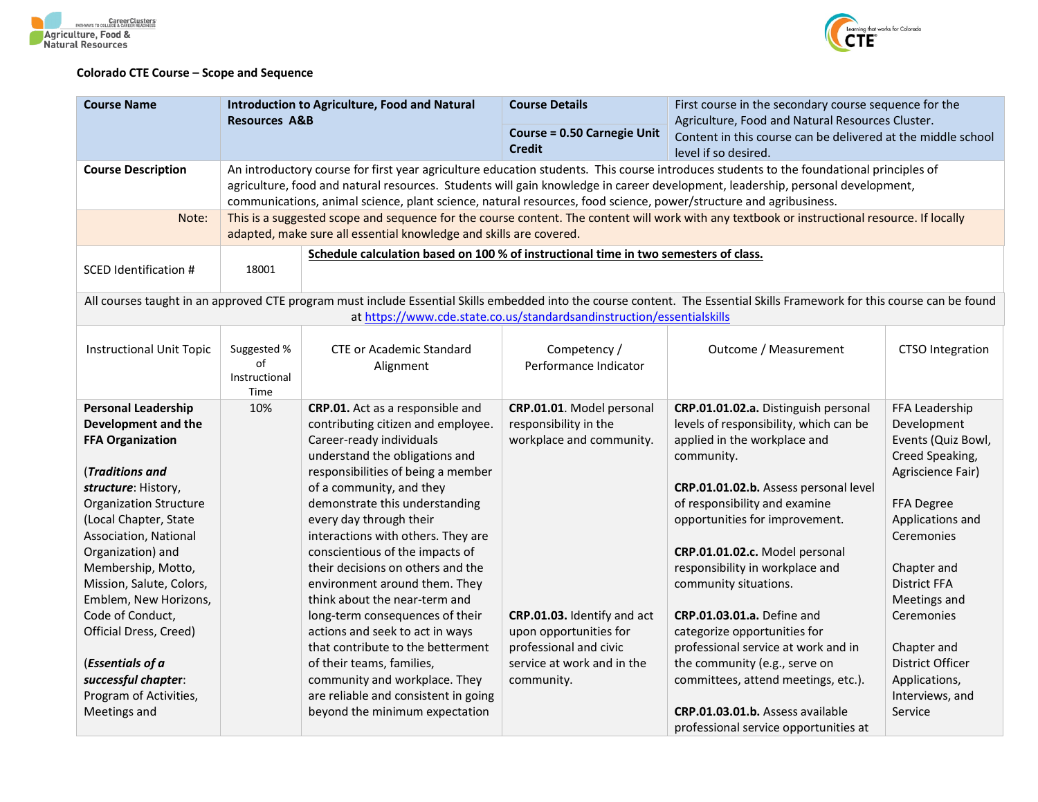**Colorado CTE Course – Scope and Sequence**

| Course Name | Introduction to Agriculture, Food and Natural Resources A&B | Course Details | First course in the secondary course sequence for the Agriculture, Food and Natural Resources Cluster. |
|---|---|---|---|
| | | Course = 0.50 Carnegie Unit Credit | Content in this course can be delivered at the middle school level if so desired. |
| **Course Description** | An introductory course for first year agriculture education students. This course introduces students to the foundational principles of agriculture, food and natural resources. Students will gain knowledge in career development, leadership, personal development, communications, animal science, plant science, natural resources, food science, power/structure and agribusiness. | | |
| Note: | This is a suggested scope and sequence for the course content. The content will work with any textbook or instructional resource. If locally adapted, make sure all essential knowledge and skills are covered. | | |
| SCED Identification # | 18001 | **Schedule calculation based on 100 % of instructional time in two semesters of class.** | |

All courses taught in an approved CTE program must include Essential Skills embedded into the course content. The Essential Skills Framework for this course can be found at https://www.cde.state.co.us/standardsandinstruction/essentialskills

| Instructional Unit Topic | Suggested % of Instructional Time | CTE or Academic Standard Alignment | Competency / Performance Indicator | Outcome / Measurement | CTSO Integration |
|---|---|---|---|---|---|
| **Personal Leadership Development and the FFA Organization**<br><br>(***Traditions and structure***: History, Organization Structure (Local Chapter, State Association, National Organization) and Membership, Motto, Mission, Salute, Colors, Emblem, New Horizons, Code of Conduct, Official Dress, Creed)<br><br>(***Essentials of a successful chapter***: Program of Activities, Meetings and | 10% | **CRP.01.** Act as a responsible and contributing citizen and employee. Career-ready individuals understand the obligations and responsibilities of being a member of a community, and they demonstrate this understanding every day through their interactions with others. They are conscientious of the impacts of their decisions on others and the environment around them. They think about the near-term and long-term consequences of their actions and seek to act in ways that contribute to the betterment of their teams, families, community and workplace. They are reliable and consistent in going beyond the minimum expectation | **CRP.01.01**. Model personal responsibility in the workplace and community.<br><br>**CRP.01.03.** Identify and act upon opportunities for professional and civic service at work and in the community. | **CRP.01.01.02.a.** Distinguish personal levels of responsibility, which can be applied in the workplace and community.<br><br>**CRP.01.01.02.b.** Assess personal level of responsibility and examine opportunities for improvement.<br><br>**CRP.01.01.02.c.** Model personal responsibility in workplace and community situations.<br><br>**CRP.01.03.01.a.** Define and categorize opportunities for professional service at work and in the community (e.g., serve on committees, attend meetings, etc.).<br><br>**CRP.01.03.01.b.** Assess available professional service opportunities at | FFA Leadership Development Events (Quiz Bowl, Creed Speaking, Agriscience Fair)<br><br>FFA Degree Applications and Ceremonies<br><br>Chapter and District FFA Meetings and Ceremonies<br><br>Chapter and District Officer Applications, Interviews, and Service |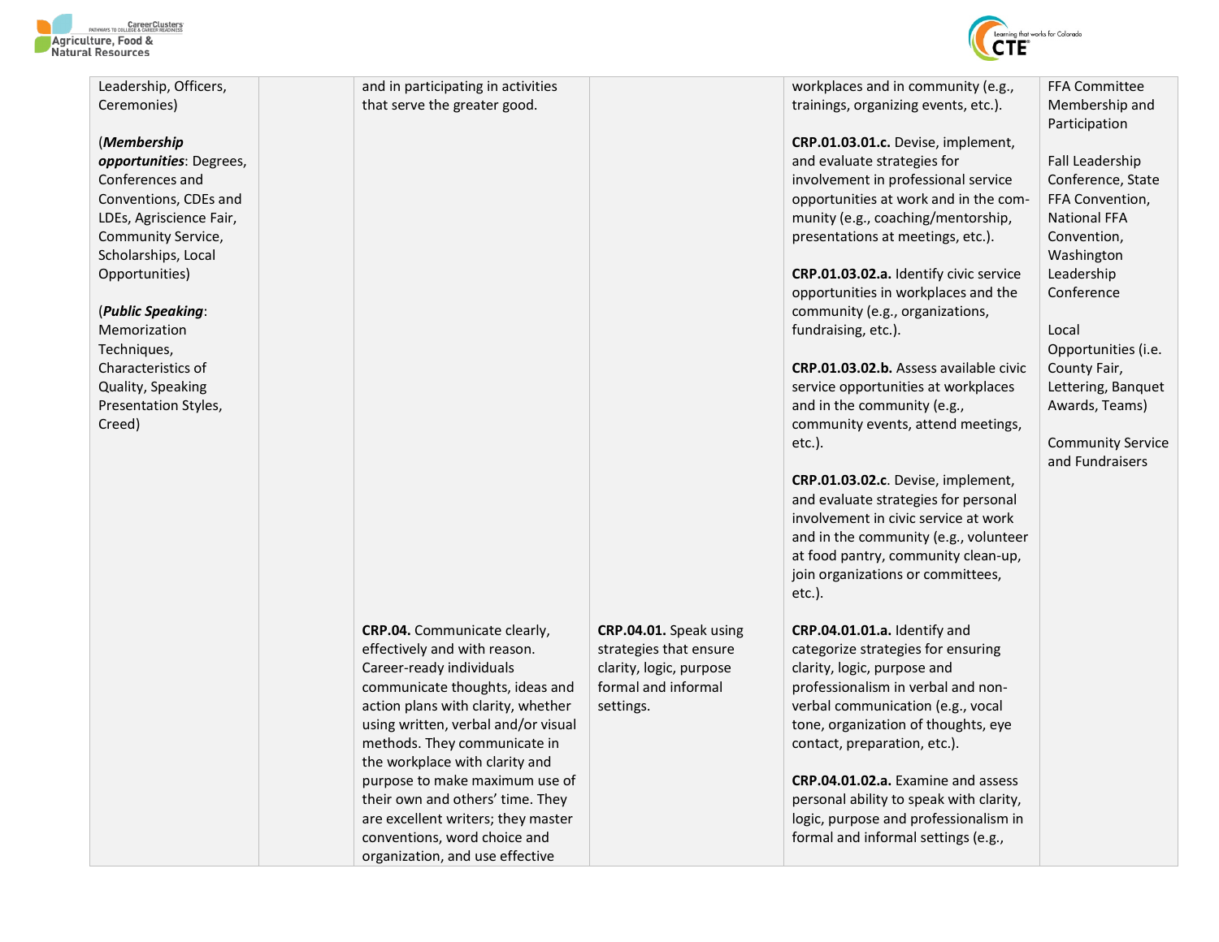| | | | | | |
|---|---|---|---|---|---|
| Leadership, Officers, Ceremonies)<br><br>(***Membership opportunities***: Degrees, Conferences and Conventions, CDEs and LDEs, Agriscience Fair, Community Service, Scholarships, Local Opportunities)<br><br>(***Public Speaking***: Memorization Techniques, Characteristics of Quality, Speaking Presentation Styles, Creed) | | and in participating in activities that serve the greater good. | | workplaces and in community (e.g., trainings, organizing events, etc.).<br><br>**CRP.01.03.01.c.** Devise, implement, and evaluate strategies for involvement in professional service opportunities at work and in the community (e.g., coaching/mentorship, presentations at meetings, etc.).<br><br>**CRP.01.03.02.a.** Identify civic service opportunities in workplaces and the community (e.g., organizations, fundraising, etc.).<br><br>**CRP.01.03.02.b.** Assess available civic service opportunities at workplaces and in the community (e.g., community events, attend meetings, etc.).<br><br>**CRP.01.03.02.c**. Devise, implement, and evaluate strategies for personal involvement in civic service at work and in the community (e.g., volunteer at food pantry, community clean-up, join organizations or committees, etc.). | FFA Committee Membership and Participation<br><br>Fall Leadership Conference, State FFA Convention, National FFA Convention, Washington Leadership Conference<br><br>Local Opportunities (i.e. County Fair, Lettering, Banquet Awards, Teams)<br><br>Community Service and Fundraisers |
| | | **CRP.04.** Communicate clearly, effectively and with reason. Career-ready individuals communicate thoughts, ideas and action plans with clarity, whether using written, verbal and/or visual methods. They communicate in the workplace with clarity and purpose to make maximum use of their own and others' time. They are excellent writers; they master conventions, word choice and organization, and use effective | **CRP.04.01.** Speak using strategies that ensure clarity, logic, purpose formal and informal settings. | **CRP.04.01.01.a.** Identify and categorize strategies for ensuring clarity, logic, purpose and professionalism in verbal and non-verbal communication (e.g., vocal tone, organization of thoughts, eye contact, preparation, etc.).<br><br>**CRP.04.01.02.a.** Examine and assess personal ability to speak with clarity, logic, purpose and professionalism in formal and informal settings (e.g., | |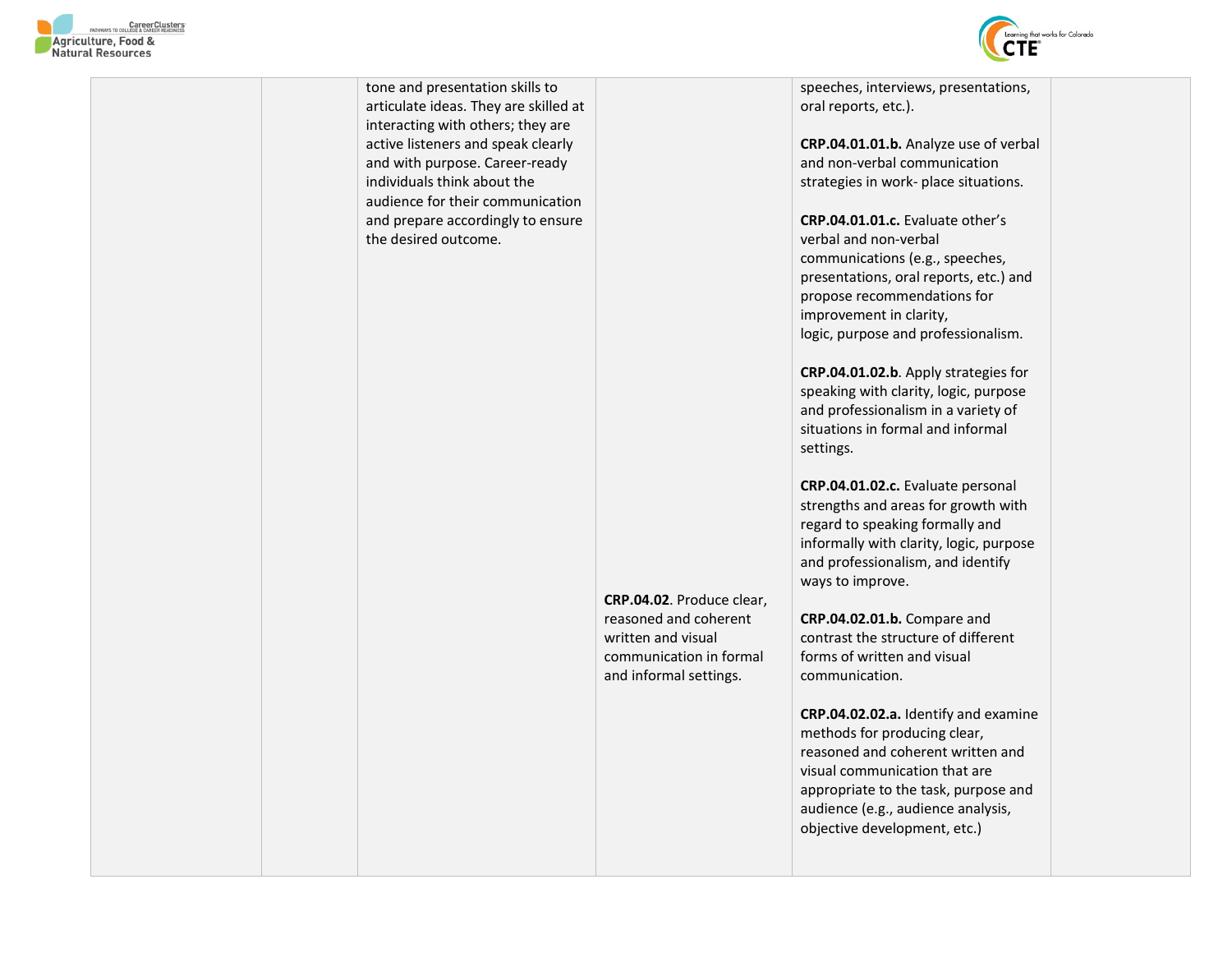| | | | | | |
|---|---|---|---|---|---|
| | | tone and presentation skills to articulate ideas. They are skilled at interacting with others; they are active listeners and speak clearly and with purpose. Career-ready individuals think about the audience for their communication and prepare accordingly to ensure the desired outcome. | | speeches, interviews, presentations, oral reports, etc.).<br><br>**CRP.04.01.01.b.** Analyze use of verbal and non-verbal communication strategies in work- place situations.<br><br>**CRP.04.01.01.c.** Evaluate other's verbal and non-verbal communications (e.g., speeches, presentations, oral reports, etc.) and propose recommendations for improvement in clarity, logic, purpose and professionalism.<br><br>**CRP.04.01.02.b**. Apply strategies for speaking with clarity, logic, purpose and professionalism in a variety of situations in formal and informal settings.<br><br>**CRP.04.01.02.c.** Evaluate personal strengths and areas for growth with regard to speaking formally and informally with clarity, logic, purpose and professionalism, and identify ways to improve. | |
| | | | **CRP.04.02**. Produce clear, reasoned and coherent written and visual communication in formal and informal settings. | **CRP.04.02.01.b.** Compare and contrast the structure of different forms of written and visual communication.<br><br>**CRP.04.02.02.a.** Identify and examine methods for producing clear, reasoned and coherent written and visual communication that are appropriate to the task, purpose and audience (e.g., audience analysis, objective development, etc.) | |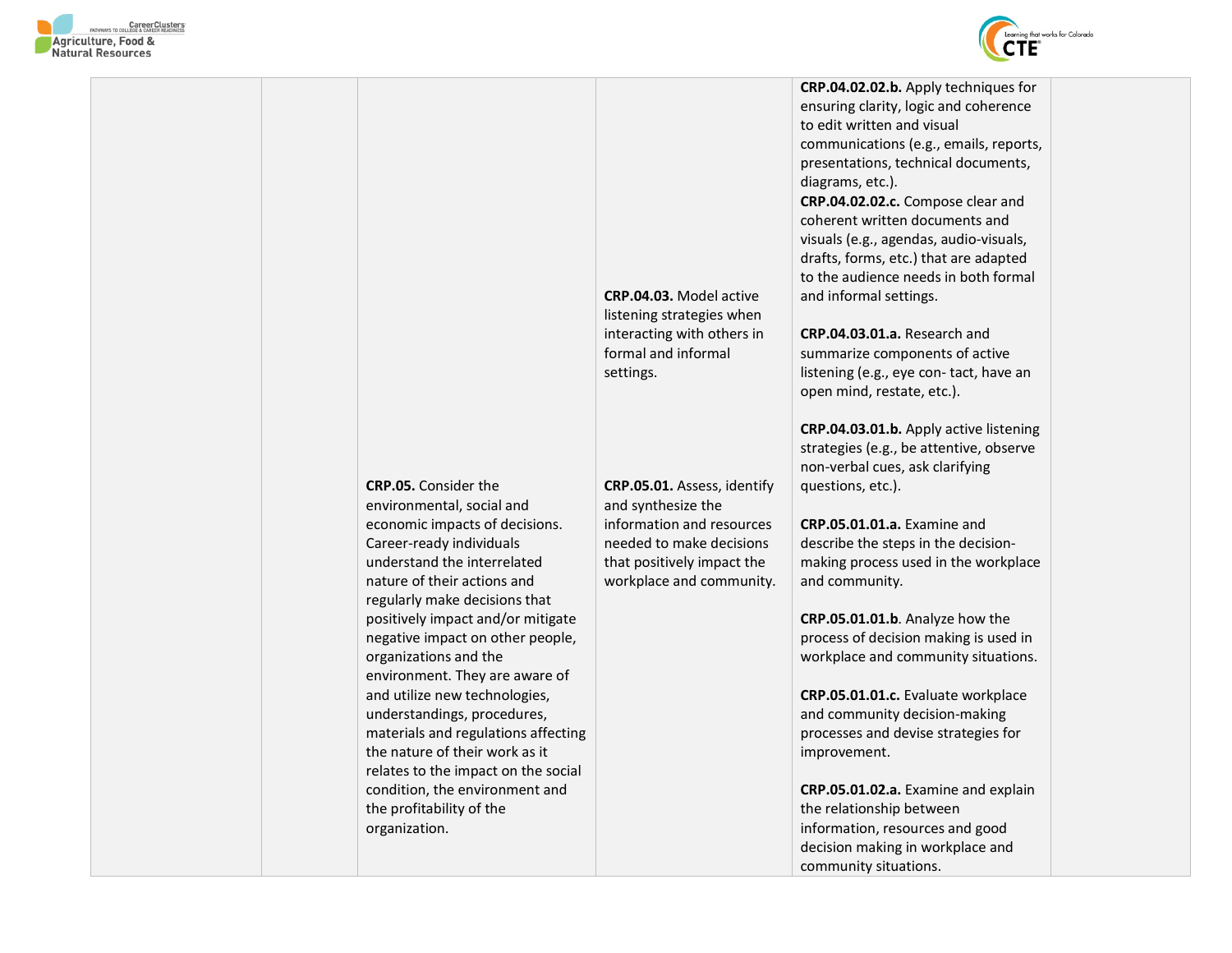| | | | | | |
|---|---|---|---|---|---|
| | | | | **CRP.04.02.02.b.** Apply techniques for ensuring clarity, logic and coherence to edit written and visual communications (e.g., emails, reports, presentations, technical documents, diagrams, etc.).<br>**CRP.04.02.02.c.** Compose clear and coherent written documents and visuals (e.g., agendas, audio-visuals, drafts, forms, etc.) that are adapted to the audience needs in both formal and informal settings. | |
| | | | **CRP.04.03.** Model active listening strategies when interacting with others in formal and informal settings. | **CRP.04.03.01.a.** Research and summarize components of active listening (e.g., eye con- tact, have an open mind, restate, etc.).<br><br>**CRP.04.03.01.b.** Apply active listening strategies (e.g., be attentive, observe non-verbal cues, ask clarifying questions, etc.). | |
| | | **CRP.05.** Consider the environmental, social and economic impacts of decisions. Career-ready individuals understand the interrelated nature of their actions and regularly make decisions that positively impact and/or mitigate negative impact on other people, organizations and the environment. They are aware of and utilize new technologies, understandings, procedures, materials and regulations affecting the nature of their work as it relates to the impact on the social condition, the environment and the profitability of the organization. | **CRP.05.01.** Assess, identify and synthesize the information and resources needed to make decisions that positively impact the workplace and community. | **CRP.05.01.01.a.** Examine and describe the steps in the decision-making process used in the workplace and community.<br><br>**CRP.05.01.01.b**. Analyze how the process of decision making is used in workplace and community situations.<br><br>**CRP.05.01.01.c.** Evaluate workplace and community decision-making processes and devise strategies for improvement.<br><br>**CRP.05.01.02.a.** Examine and explain the relationship between information, resources and good decision making in workplace and community situations. | |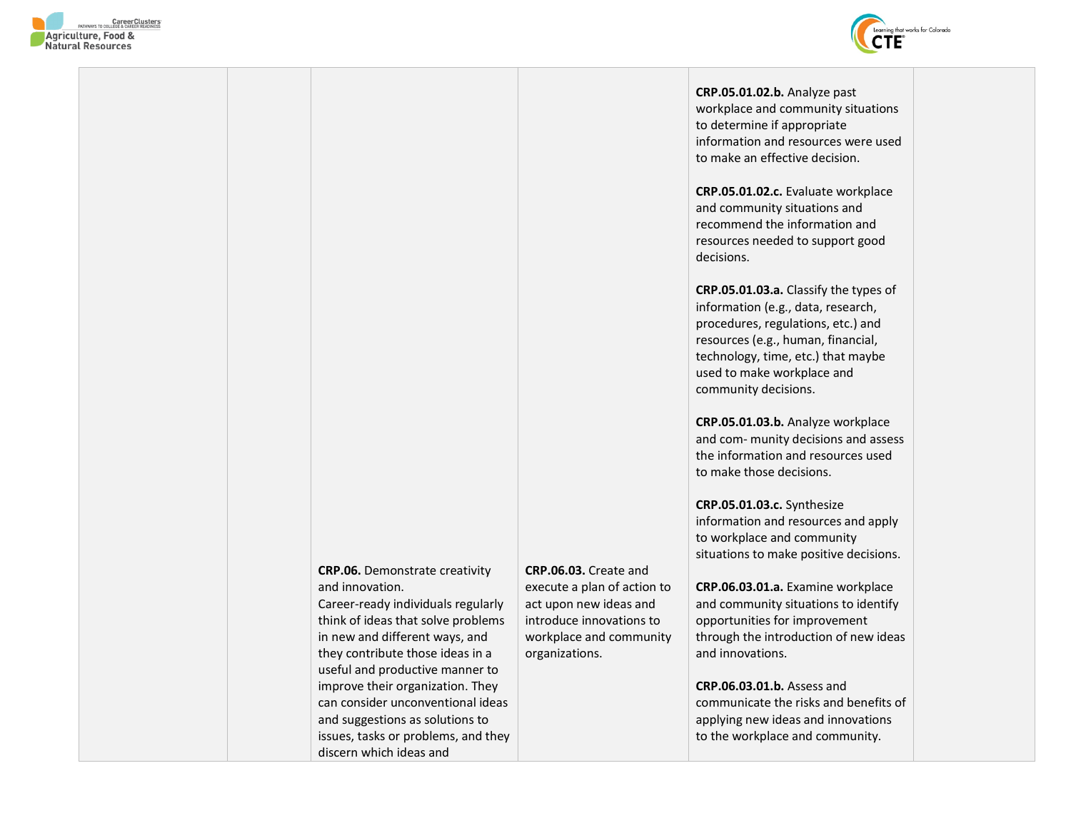| | | | | | |
|---|---|---|---|---|---|
| | | | | **CRP.05.01.02.b.** Analyze past workplace and community situations to determine if appropriate information and resources were used to make an effective decision.<br><br>**CRP.05.01.02.c.** Evaluate workplace and community situations and recommend the information and resources needed to support good decisions.<br><br>**CRP.05.01.03.a.** Classify the types of information (e.g., data, research, procedures, regulations, etc.) and resources (e.g., human, financial, technology, time, etc.) that maybe used to make workplace and community decisions.<br><br>**CRP.05.01.03.b.** Analyze workplace and com- munity decisions and assess the information and resources used to make those decisions.<br><br>**CRP.05.01.03.c.** Synthesize information and resources and apply to workplace and community situations to make positive decisions. | |
| | | **CRP.06.** Demonstrate creativity and innovation.<br>Career-ready individuals regularly think of ideas that solve problems in new and different ways, and they contribute those ideas in a useful and productive manner to improve their organization. They can consider unconventional ideas and suggestions as solutions to issues, tasks or problems, and they discern which ideas and | **CRP.06.03.** Create and execute a plan of action to act upon new ideas and introduce innovations to workplace and community organizations. | **CRP.06.03.01.a.** Examine workplace and community situations to identify opportunities for improvement through the introduction of new ideas and innovations.<br><br>**CRP.06.03.01.b.** Assess and communicate the risks and benefits of applying new ideas and innovations to the workplace and community. | |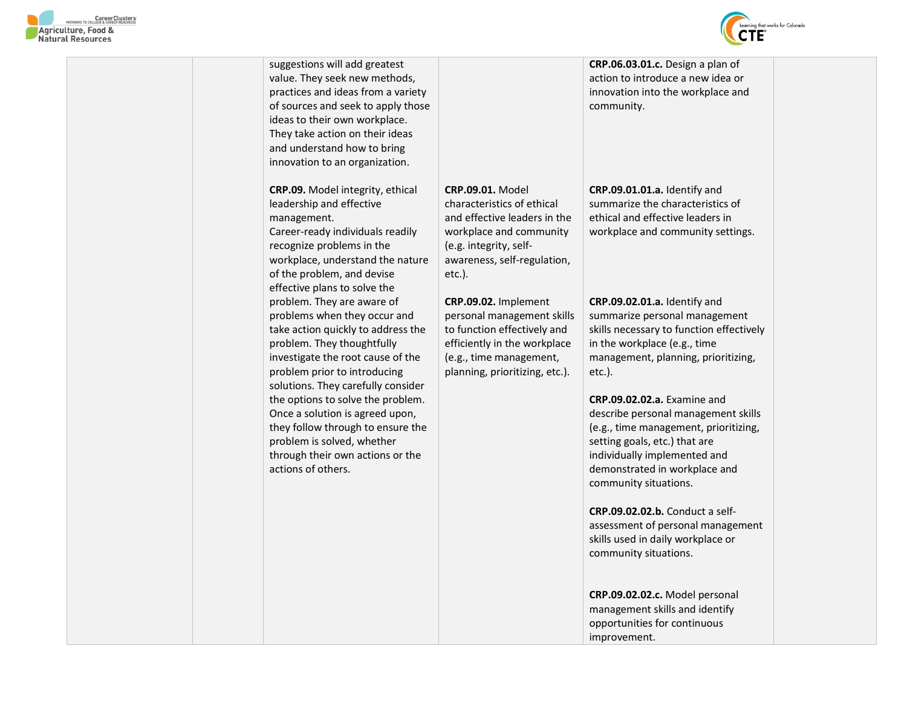| | | | | | |
|---|---|---|---|---|---|
| | | suggestions will add greatest value. They seek new methods, practices and ideas from a variety of sources and seek to apply those ideas to their own workplace. They take action on their ideas and understand how to bring innovation to an organization. | | **CRP.06.03.01.c.** Design a plan of action to introduce a new idea or innovation into the workplace and community. | |
| | | **CRP.09.** Model integrity, ethical leadership and effective management.<br>Career-ready individuals readily recognize problems in the workplace, understand the nature of the problem, and devise effective plans to solve the problem. They are aware of problems when they occur and take action quickly to address the problem. They thoughtfully investigate the root cause of the problem prior to introducing solutions. They carefully consider the options to solve the problem. Once a solution is agreed upon, they follow through to ensure the problem is solved, whether through their own actions or the actions of others. | **CRP.09.01.** Model characteristics of ethical and effective leaders in the workplace and community (e.g. integrity, self-awareness, self-regulation, etc.). | **CRP.09.01.01.a.** Identify and summarize the characteristics of ethical and effective leaders in workplace and community settings. | |
| | | | **CRP.09.02.** Implement personal management skills to function effectively and efficiently in the workplace (e.g., time management, planning, prioritizing, etc.). | **CRP.09.02.01.a.** Identify and summarize personal management skills necessary to function effectively in the workplace (e.g., time management, planning, prioritizing, etc.).<br><br>**CRP.09.02.02.a.** Examine and describe personal management skills (e.g., time management, prioritizing, setting goals, etc.) that are individually implemented and demonstrated in workplace and community situations.<br><br>**CRP.09.02.02.b.** Conduct a self-assessment of personal management skills used in daily workplace or community situations.<br><br>**CRP.09.02.02.c.** Model personal management skills and identify opportunities for continuous improvement. | |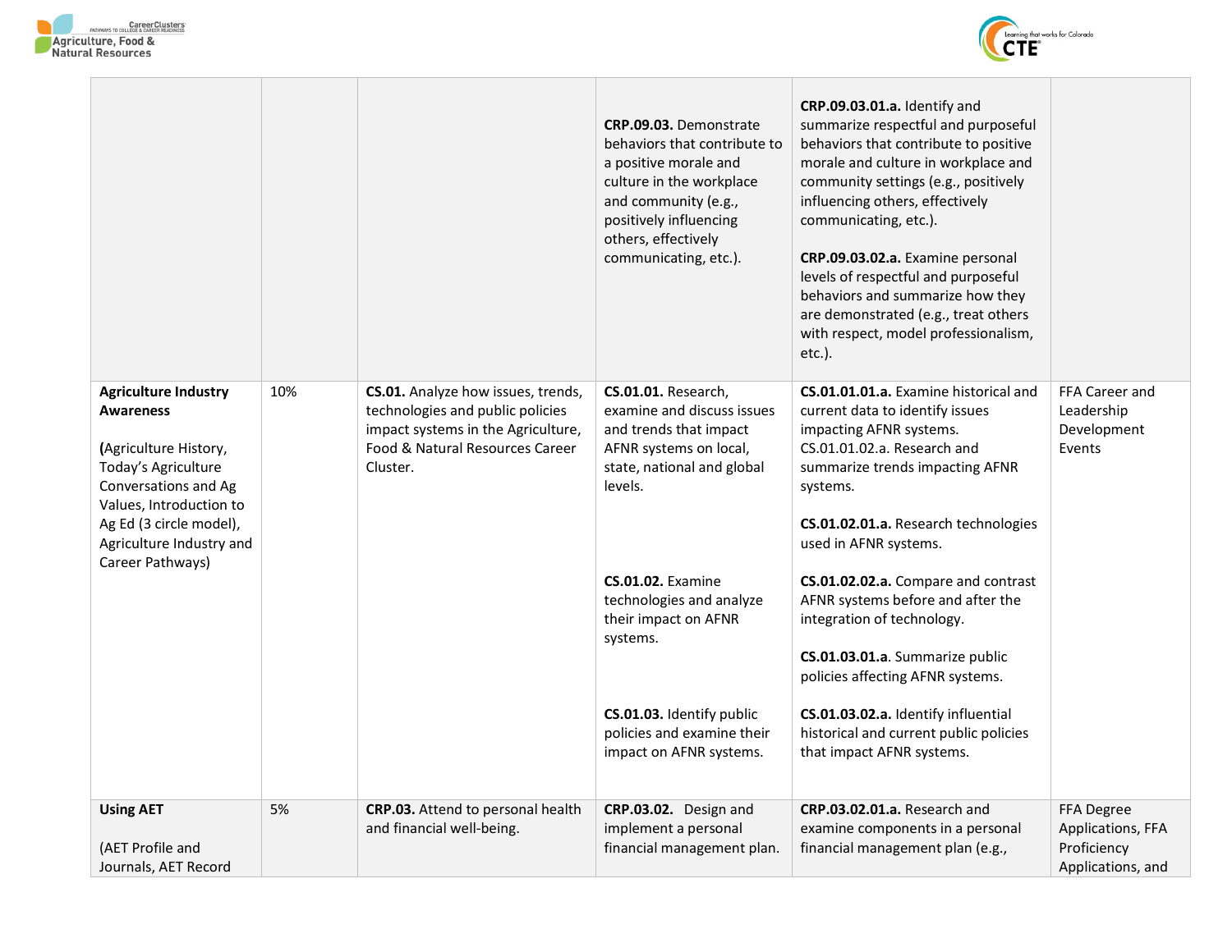| | | | | | |
|---|---|---|---|---|---|
| | | | **CRP.09.03.** Demonstrate behaviors that contribute to a positive morale and culture in the workplace and community (e.g., positively influencing others, effectively communicating, etc.). | **CRP.09.03.01.a.** Identify and summarize respectful and purposeful behaviors that contribute to positive morale and culture in workplace and community settings (e.g., positively influencing others, effectively communicating, etc.).<br><br>**CRP.09.03.02.a.** Examine personal levels of respectful and purposeful behaviors and summarize how they are demonstrated (e.g., treat others with respect, model professionalism, etc.). | |
| **Agriculture Industry Awareness**<br><br>**(**Agriculture History, Today's Agriculture Conversations and Ag Values, Introduction to Ag Ed (3 circle model), Agriculture Industry and Career Pathways) | 10% | **CS.01.** Analyze how issues, trends, technologies and public policies impact systems in the Agriculture, Food & Natural Resources Career Cluster. | **CS.01.01.** Research, examine and discuss issues and trends that impact AFNR systems on local, state, national and global levels.<br><br>**CS.01.02.** Examine technologies and analyze their impact on AFNR systems.<br><br>**CS.01.03.** Identify public policies and examine their impact on AFNR systems. | **CS.01.01.01.a.** Examine historical and current data to identify issues impacting AFNR systems. CS.01.01.02.a. Research and summarize trends impacting AFNR systems.<br><br>**CS.01.02.01.a.** Research technologies used in AFNR systems.<br><br>**CS.01.02.02.a.** Compare and contrast AFNR systems before and after the integration of technology.<br><br>**CS.01.03.01.a**. Summarize public policies affecting AFNR systems.<br><br>**CS.01.03.02.a.** Identify influential historical and current public policies that impact AFNR systems. | FFA Career and Leadership Development Events |
| **Using AET**<br><br>(AET Profile and Journals, AET Record | 5% | **CRP.03.** Attend to personal health and financial well-being. | **CRP.03.02.** Design and implement a personal financial management plan. | **CRP.03.02.01.a.** Research and examine components in a personal financial management plan (e.g., | FFA Degree Applications, FFA Proficiency Applications, and |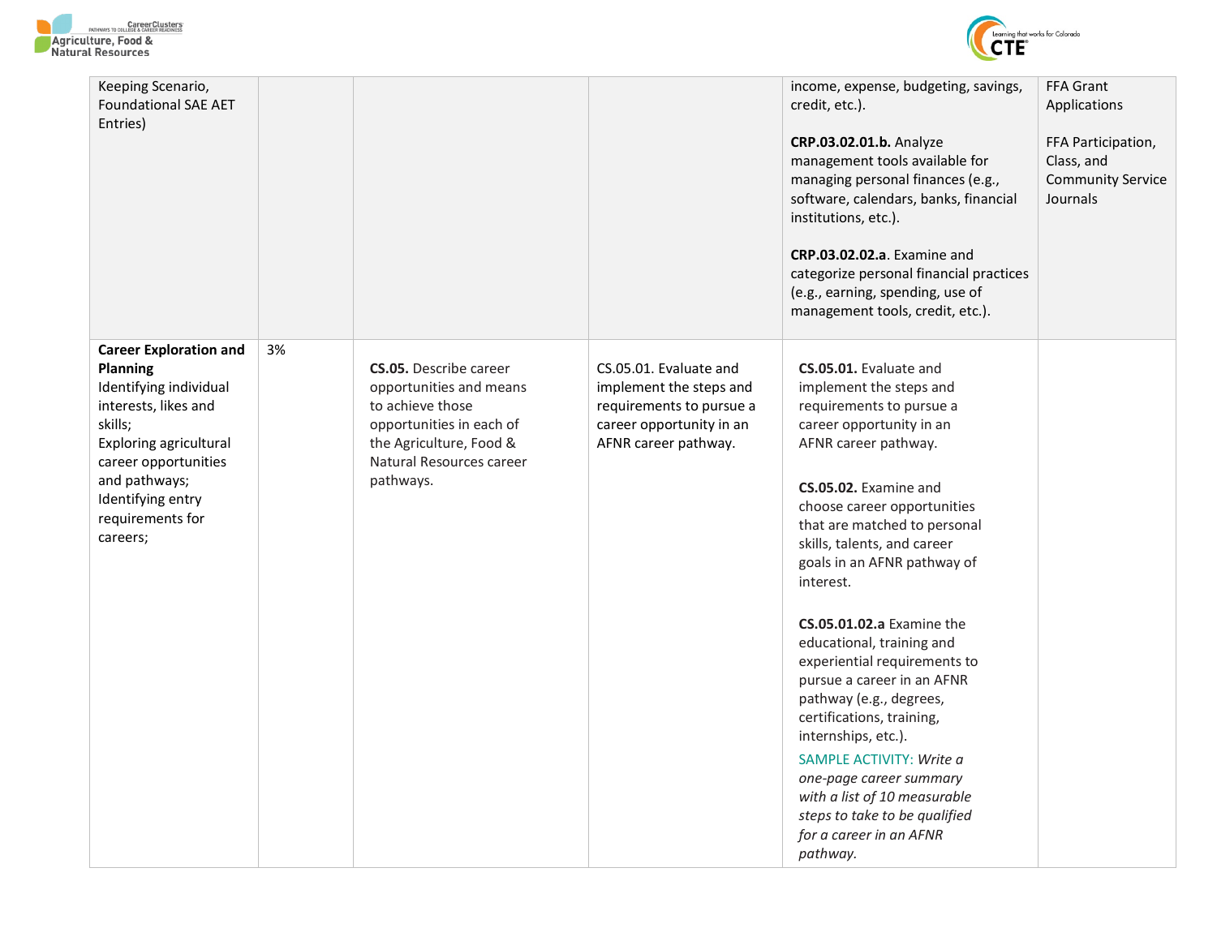| | | | | | |
|---|---|---|---|---|---|
| Keeping Scenario, Foundational SAE AET Entries) | | | | income, expense, budgeting, savings, credit, etc.).<br><br>**CRP.03.02.01.b.** Analyze management tools available for managing personal finances (e.g., software, calendars, banks, financial institutions, etc.).<br><br>**CRP.03.02.02.a**. Examine and categorize personal financial practices (e.g., earning, spending, use of management tools, credit, etc.). | FFA Grant Applications<br><br>FFA Participation, Class, and Community Service Journals |
| **Career Exploration and Planning**<br>Identifying individual interests, likes and skills;<br>Exploring agricultural career opportunities and pathways;<br>Identifying entry requirements for careers; | 3% | **CS.05.** Describe career opportunities and means to achieve those opportunities in each of the Agriculture, Food & Natural Resources career pathways. | CS.05.01. Evaluate and implement the steps and requirements to pursue a career opportunity in an AFNR career pathway. | **CS.05.01.** Evaluate and implement the steps and requirements to pursue a career opportunity in an AFNR career pathway.<br><br>**CS.05.02.** Examine and choose career opportunities that are matched to personal skills, talents, and career goals in an AFNR pathway of interest.<br><br>**CS.05.01.02.a** Examine the educational, training and experiential requirements to pursue a career in an AFNR pathway (e.g., degrees, certifications, training, internships, etc.).<br>SAMPLE ACTIVITY: *Write a one-page career summary with a list of 10 measurable steps to take to be qualified for a career in an AFNR pathway.* | |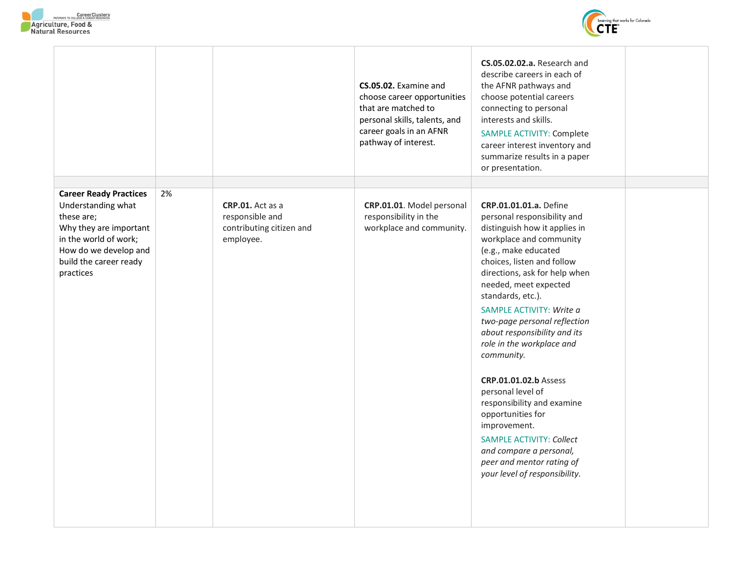|  |  |  |  |  |  |
|---|---|---|---|---|---|
|  |  |  | **CS.05.02.** Examine and choose career opportunities that are matched to personal skills, talents, and career goals in an AFNR pathway of interest. | **CS.05.02.02.a.** Research and describe careers in each of the AFNR pathways and choose potential careers connecting to personal interests and skills.<br>SAMPLE ACTIVITY: Complete career interest inventory and summarize results in a paper or presentation. |  |
|  |  |  |  |  |  |
| **Career Ready Practices**<br>Understanding what these are;<br>Why they are important in the world of work;<br>How do we develop and build the career ready practices | 2% | **CRP.01.** Act as a responsible and contributing citizen and employee. | **CRP.01.01**. Model personal responsibility in the workplace and community. | **CRP.01.01.01.a.** Define personal responsibility and distinguish how it applies in workplace and community (e.g., make educated choices, listen and follow directions, ask for help when needed, meet expected standards, etc.).<br>SAMPLE ACTIVITY: *Write a two-page personal reflection about responsibility and its role in the workplace and community.*<br><br>**CRP.01.01.02.b** Assess personal level of responsibility and examine opportunities for improvement.<br>SAMPLE ACTIVITY: *Collect and compare a personal, peer and mentor rating of your level of responsibility.* |  |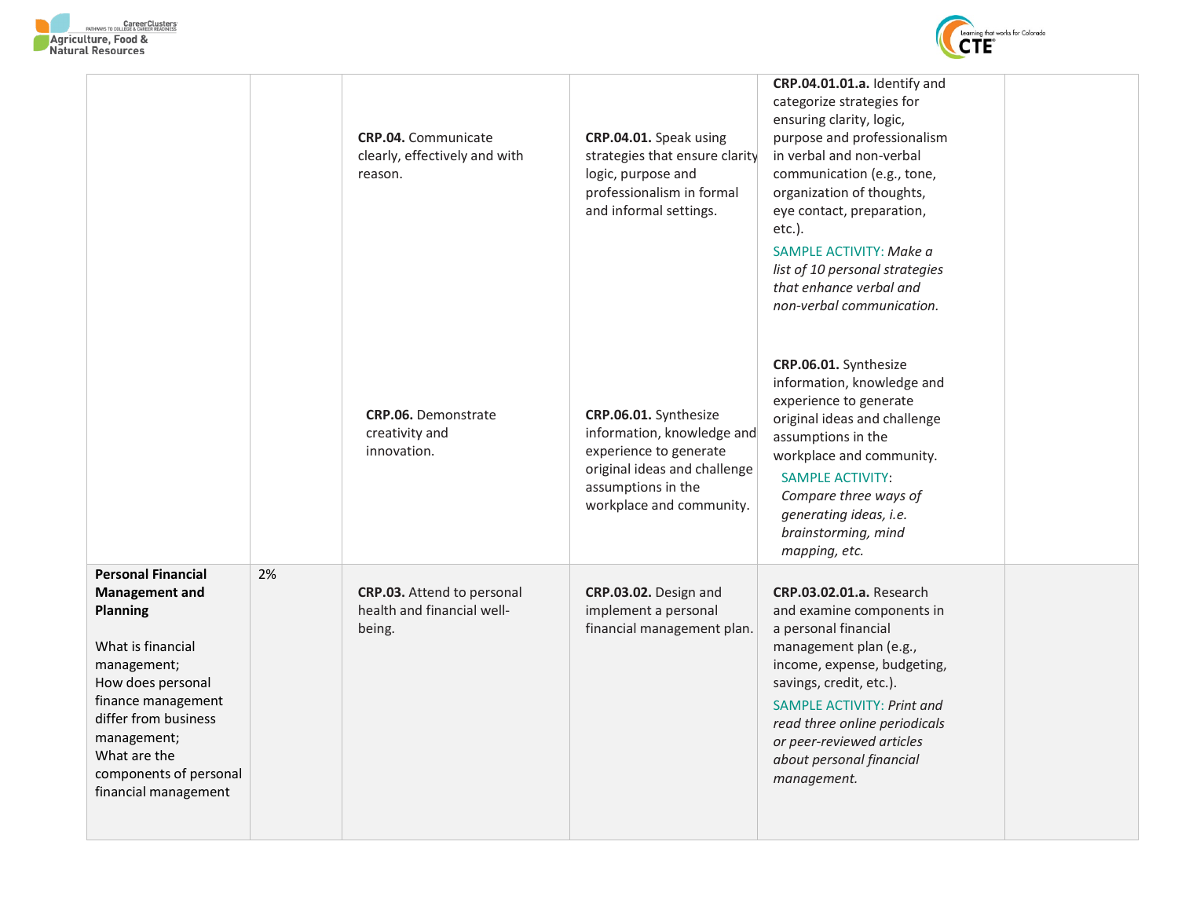| | | | | | |
|---|---|---|---|---|---|
| | | **CRP.04.** Communicate clearly, effectively and with reason. | **CRP.04.01.** Speak using strategies that ensure clarity logic, purpose and professionalism in formal and informal settings. | **CRP.04.01.01.a.** Identify and categorize strategies for ensuring clarity, logic, purpose and professionalism in verbal and non-verbal communication (e.g., tone, organization of thoughts, eye contact, preparation, etc.).<br>SAMPLE ACTIVITY: *Make a list of 10 personal strategies that enhance verbal and non-verbal communication.* | |
| | | **CRP.06.** Demonstrate creativity and innovation. | **CRP.06.01.** Synthesize information, knowledge and experience to generate original ideas and challenge assumptions in the workplace and community. | **CRP.06.01.** Synthesize information, knowledge and experience to generate original ideas and challenge assumptions in the workplace and community.<br>SAMPLE ACTIVITY: *Compare three ways of generating ideas, i.e. brainstorming, mind mapping, etc.* | |
| **Personal Financial Management and Planning**<br><br>What is financial management;<br>How does personal finance management differ from business management;<br>What are the components of personal financial management | 2% | **CRP.03.** Attend to personal health and financial well-being. | **CRP.03.02.** Design and implement a personal financial management plan. | **CRP.03.02.01.a.** Research and examine components in a personal financial management plan (e.g., income, expense, budgeting, savings, credit, etc.).<br>SAMPLE ACTIVITY: *Print and read three online periodicals or peer-reviewed articles about personal financial management.* | |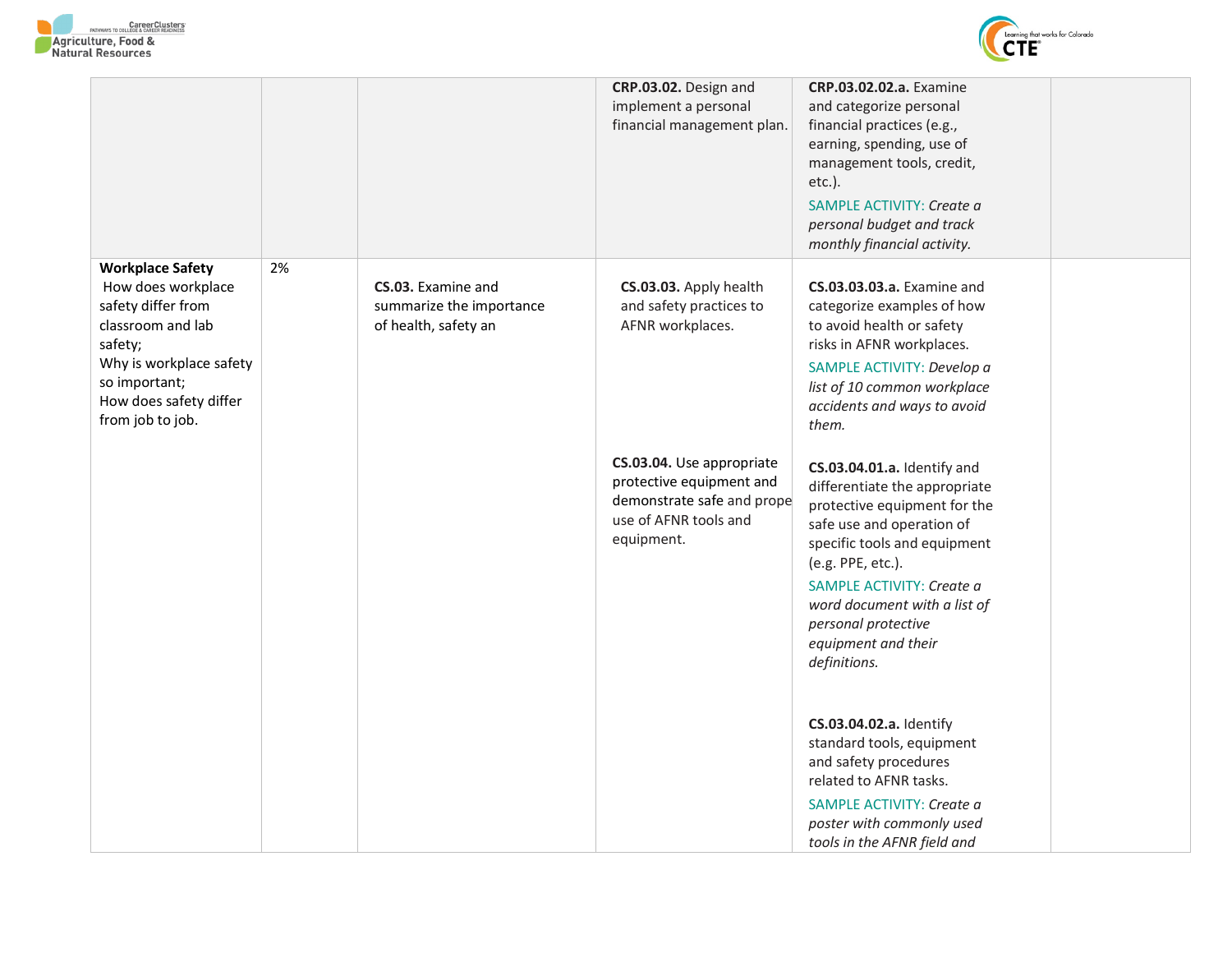| | | | | | |
|---|---|---|---|---|---|
| | | | **CRP.03.02.** Design and implement a personal financial management plan. | **CRP.03.02.02.a.** Examine and categorize personal financial practices (e.g., earning, spending, use of management tools, credit, etc.).<br>SAMPLE ACTIVITY: *Create a personal budget and track monthly financial activity.* | |
| **Workplace Safety**<br>How does workplace safety differ from classroom and lab safety;<br>Why is workplace safety so important;<br>How does safety differ from job to job. | 2% | **CS.03.** Examine and summarize the importance of health, safety an | **CS.03.03.** Apply health and safety practices to AFNR workplaces. | **CS.03.03.03.a.** Examine and categorize examples of how to avoid health or safety risks in AFNR workplaces.<br>SAMPLE ACTIVITY: *Develop a list of 10 common workplace accidents and ways to avoid them.* | |
| | | | **CS.03.04.** Use appropriate protective equipment and demonstrate safe and prope use of AFNR tools and equipment. | **CS.03.04.01.a.** Identify and differentiate the appropriate protective equipment for the safe use and operation of specific tools and equipment (e.g. PPE, etc.).<br>SAMPLE ACTIVITY: *Create a word document with a list of personal protective equipment and their definitions.*<br><br>**CS.03.04.02.a.** Identify standard tools, equipment and safety procedures related to AFNR tasks.<br>SAMPLE ACTIVITY: *Create a poster with commonly used tools in the AFNR field and* | |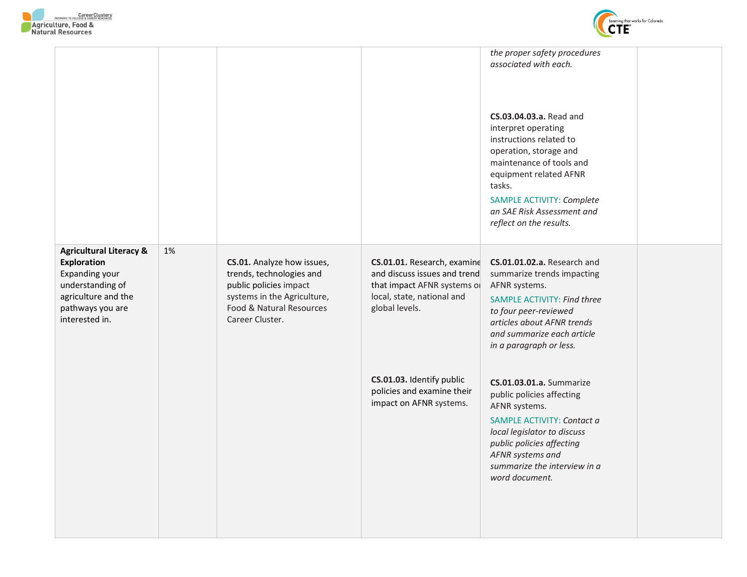| | | | | | |
|---|---|---|---|---|---|
| | | | | *the proper safety procedures associated with each.*<br><br>**CS.03.04.03.a.** Read and interpret operating instructions related to operation, storage and maintenance of tools and equipment related AFNR tasks.<br>SAMPLE ACTIVITY: *Complete an SAE Risk Assessment and reflect on the results.* | |
| **Agricultural Literacy & Exploration** Expanding your understanding of agriculture and the pathways you are interested in. | 1% | **CS.01.** Analyze how issues, trends, technologies and public policies impact systems in the Agriculture, Food & Natural Resources Career Cluster. | **CS.01.01.** Research, examine and discuss issues and trend that impact AFNR systems on local, state, national and global levels.<br><br>**CS.01.03.** Identify public policies and examine their impact on AFNR systems. | **CS.01.01.02.a.** Research and summarize trends impacting AFNR systems.<br>SAMPLE ACTIVITY: *Find three to four peer-reviewed articles about AFNR trends and summarize each article in a paragraph or less.*<br><br>**CS.01.03.01.a.** Summarize public policies affecting AFNR systems.<br>SAMPLE ACTIVITY: *Contact a local legislator to discuss public policies affecting AFNR systems and summarize the interview in a word document.* | |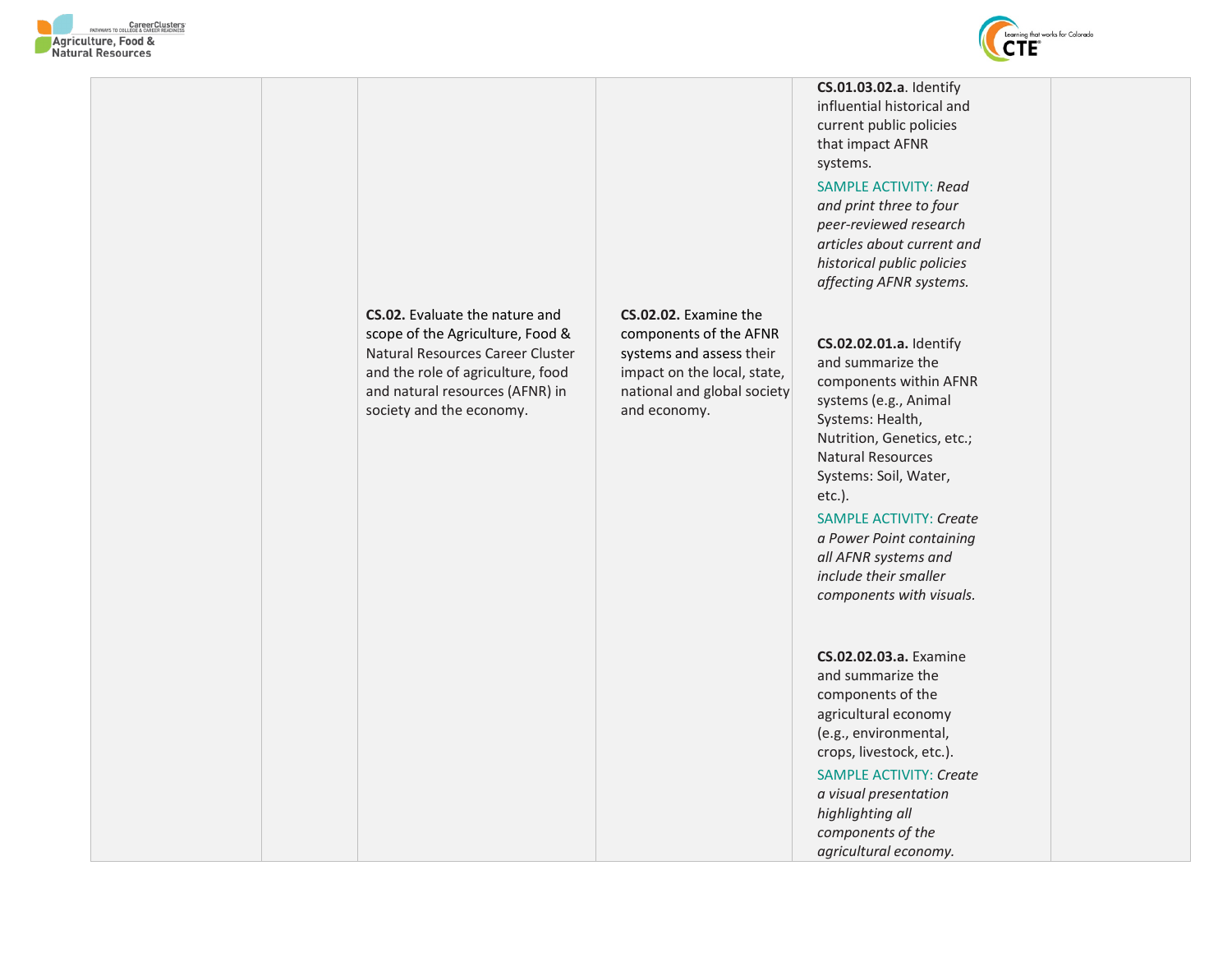| | | | | | |
|---|---|---|---|---|---|
| | | | | **CS.01.03.02.a**. Identify influential historical and current public policies that impact AFNR systems.<br><br>SAMPLE ACTIVITY: *Read and print three to four peer-reviewed research articles about current and historical public policies affecting AFNR systems.* | |
| | | **CS.02.** Evaluate the nature and scope of the Agriculture, Food & Natural Resources Career Cluster and the role of agriculture, food and natural resources (AFNR) in society and the economy. | **CS.02.02.** Examine the components of the AFNR systems and assess their impact on the local, state, national and global society and economy. | **CS.02.02.01.a.** Identify and summarize the components within AFNR systems (e.g., Animal Systems: Health, Nutrition, Genetics, etc.; Natural Resources Systems: Soil, Water, etc.).<br><br>SAMPLE ACTIVITY: *Create a Power Point containing all AFNR systems and include their smaller components with visuals.*<br><br>**CS.02.02.03.a.** Examine and summarize the components of the agricultural economy (e.g., environmental, crops, livestock, etc.).<br><br>SAMPLE ACTIVITY: *Create a visual presentation highlighting all components of the agricultural economy.* | |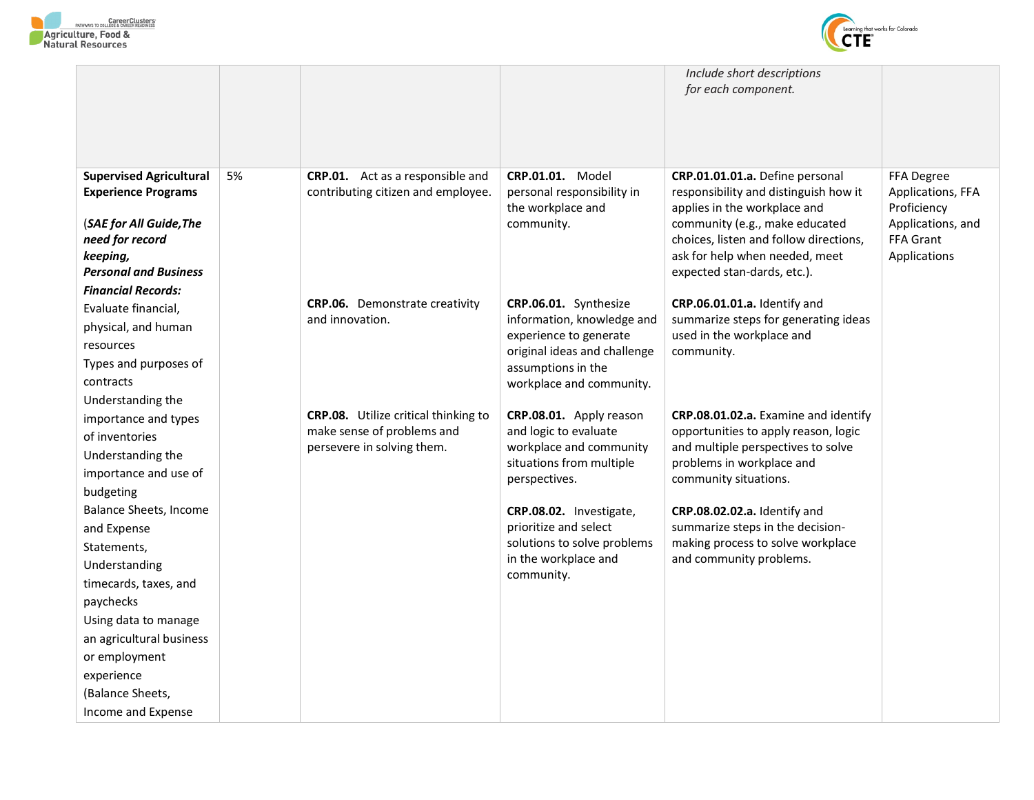| | | | | Include short descriptions for each component. | |
|---|---|---|---|---|---|
| **Supervised Agricultural Experience Programs**<br><br>(***SAE for All Guide,The need for record keeping, Personal and Business Financial Records:***<br>Evaluate financial, physical, and human resources<br>Types and purposes of contracts<br>Understanding the importance and types of inventories<br>Understanding the importance and use of budgeting<br>Balance Sheets, Income and Expense Statements,<br>Understanding timecards, taxes, and paychecks<br>Using data to manage an agricultural business or employment experience<br>(Balance Sheets, Income and Expense | 5% | **CRP.01.** Act as a responsible and contributing citizen and employee. | **CRP.01.01.** Model personal responsibility in the workplace and community. | **CRP.01.01.01.a.** Define personal responsibility and distinguish how it applies in the workplace and community (e.g., make educated choices, listen and follow directions, ask for help when needed, meet expected stan-dards, etc.). | FFA Degree Applications, FFA Proficiency Applications, and FFA Grant Applications |
| | | **CRP.06.** Demonstrate creativity and innovation. | **CRP.06.01.** Synthesize information, knowledge and experience to generate original ideas and challenge assumptions in the workplace and community. | **CRP.06.01.01.a.** Identify and summarize steps for generating ideas used in the workplace and community. | |
| | | **CRP.08.** Utilize critical thinking to make sense of problems and persevere in solving them. | **CRP.08.01.** Apply reason and logic to evaluate workplace and community situations from multiple perspectives. | **CRP.08.01.02.a.** Examine and identify opportunities to apply reason, logic and multiple perspectives to solve problems in workplace and community situations. | |
| | | | **CRP.08.02.** Investigate, prioritize and select solutions to solve problems in the workplace and community. | **CRP.08.02.02.a.** Identify and summarize steps in the decision-making process to solve workplace and community problems. | |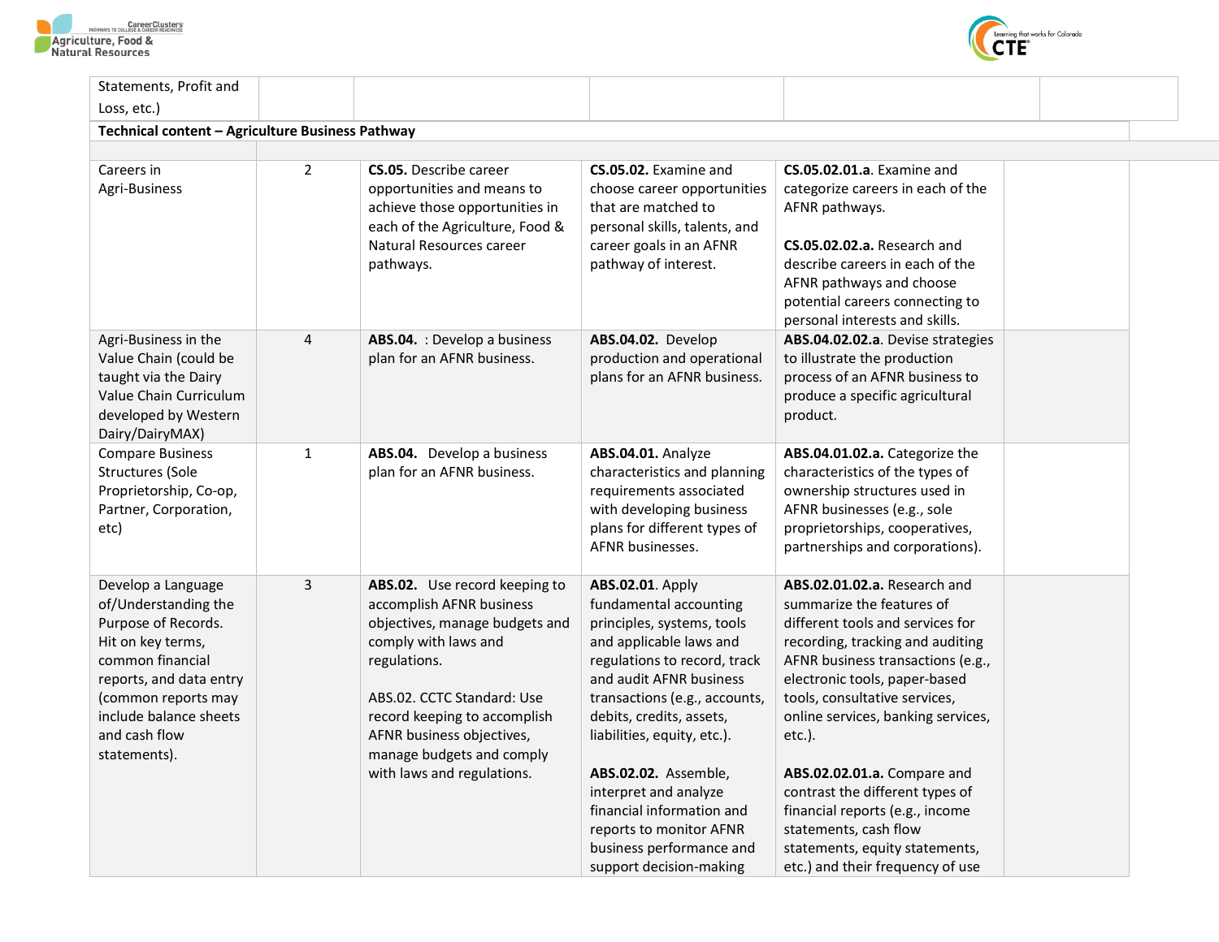| | | | | | |
|---|---|---|---|---|---|
| Statements, Profit and Loss, etc.) | | | | | |
| **Technical content – Agriculture Business Pathway** | | | | | |
| | | | | | |
| Careers in Agri-Business | 2 | **CS.05.** Describe career opportunities and means to achieve those opportunities in each of the Agriculture, Food & Natural Resources career pathways. | **CS.05.02.** Examine and choose career opportunities that are matched to personal skills, talents, and career goals in an AFNR pathway of interest. | **CS.05.02.01.a**. Examine and categorize careers in each of the AFNR pathways.<br><br>**CS.05.02.02.a.** Research and describe careers in each of the AFNR pathways and choose potential careers connecting to personal interests and skills. | |
| Agri-Business in the Value Chain (could be taught via the Dairy Value Chain Curriculum developed by Western Dairy/DairyMAX) | 4 | **ABS.04.** : Develop a business plan for an AFNR business. | **ABS.04.02.** Develop production and operational plans for an AFNR business. | **ABS.04.02.02.a.** Devise strategies to illustrate the production process of an AFNR business to produce a specific agricultural product. | |
| Compare Business Structures (Sole Proprietorship, Co-op, Partner, Corporation, etc) | 1 | **ABS.04.** Develop a business plan for an AFNR business. | **ABS.04.01.** Analyze characteristics and planning requirements associated with developing business plans for different types of AFNR businesses. | **ABS.04.01.02.a.** Categorize the characteristics of the types of ownership structures used in AFNR businesses (e.g., sole proprietorships, cooperatives, partnerships and corporations). | |
| Develop a Language of/Understanding the Purpose of Records. Hit on key terms, common financial reports, and data entry (common reports may include balance sheets and cash flow statements). | 3 | **ABS.02.** Use record keeping to accomplish AFNR business objectives, manage budgets and comply with laws and regulations.<br><br>ABS.02. CCTC Standard: Use record keeping to accomplish AFNR business objectives, manage budgets and comply with laws and regulations. | **ABS.02.01.** Apply fundamental accounting principles, systems, tools and applicable laws and regulations to record, track and audit AFNR business transactions (e.g., accounts, debits, credits, assets, liabilities, equity, etc.).<br><br>**ABS.02.02.** Assemble, interpret and analyze financial information and reports to monitor AFNR business performance and support decision-making | **ABS.02.01.02.a** Research and summarize the features of different tools and services for recording, tracking and auditing AFNR business transactions (e.g., electronic tools, paper-based tools, consultative services, online services, banking services, etc.).<br><br>**ABS.02.02.01.a.** Compare and contrast the different types of financial reports (e.g., income statements, cash flow statements, equity statements, etc.) and their frequency of use | |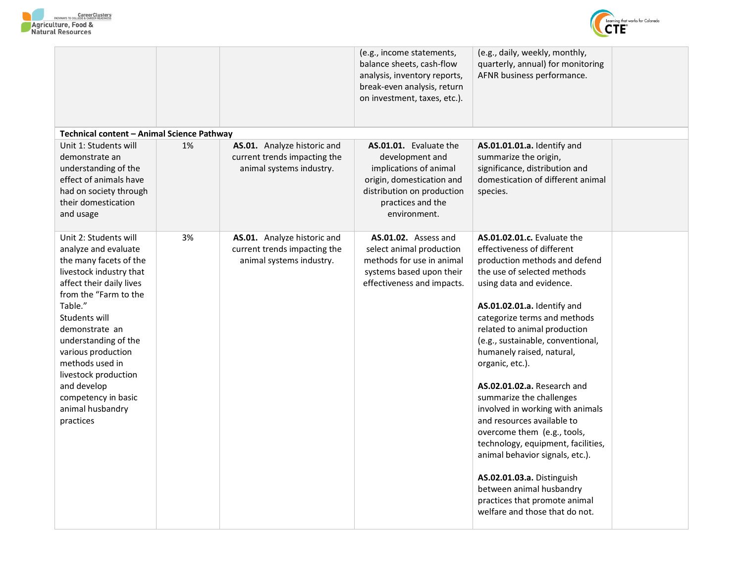| | | | | | |
|---|---|---|---|---|---|
| | | | (e.g., income statements, balance sheets, cash-flow analysis, inventory reports, break-even analysis, return on investment, taxes, etc.). | (e.g., daily, weekly, monthly, quarterly, annual) for monitoring AFNR business performance. | |
| **Technical content – Animal Science Pathway** | | | | | |
| Unit 1: Students will demonstrate an understanding of the effect of animals have had on society through their domestication and usage | 1% | **AS.01.** Analyze historic and current trends impacting the animal systems industry. | **AS.01.01.** Evaluate the development and implications of animal origin, domestication and distribution on production practices and the environment. | **AS.01.01.01.a.** Identify and summarize the origin, significance, distribution and domestication of different animal species. | |
| Unit 2: Students will analyze and evaluate the many facets of the livestock industry that affect their daily lives from the "Farm to the Table." Students will demonstrate an understanding of the various production methods used in livestock production and develop competency in basic animal husbandry practices | 3% | **AS.01.** Analyze historic and current trends impacting the animal systems industry. | **AS.01.02.** Assess and select animal production methods for use in animal systems based upon their effectiveness and impacts. | **AS.01.02.01.c.** Evaluate the effectiveness of different production methods and defend the use of selected methods using data and evidence.<br><br>**AS.01.02.01.a.** Identify and categorize terms and methods related to animal production (e.g., sustainable, conventional, humanely raised, natural, organic, etc.).<br><br>**AS.02.01.02.a.** Research and summarize the challenges involved in working with animals and resources available to overcome them (e.g., tools, technology, equipment, facilities, animal behavior signals, etc.).<br><br>**AS.02.01.03.a.** Distinguish between animal husbandry practices that promote animal welfare and those that do not. | |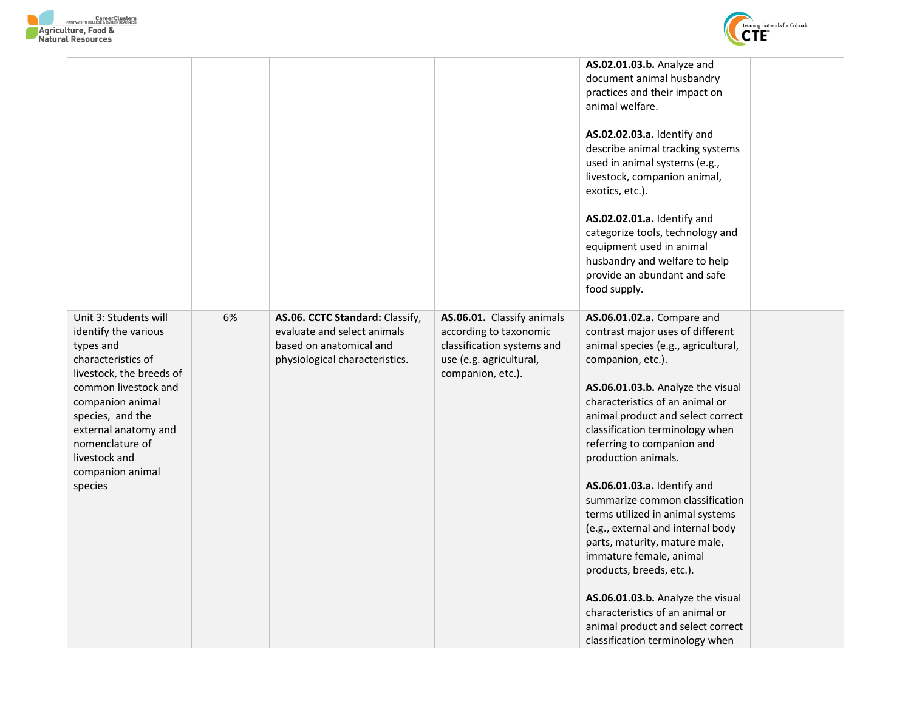| | | | | | |
|---|---|---|---|---|---|
| | | | | **AS.02.01.03.b.** Analyze and document animal husbandry practices and their impact on animal welfare.<br><br>**AS.02.02.03.a.** Identify and describe animal tracking systems used in animal systems (e.g., livestock, companion animal, exotics, etc.).<br><br>**AS.02.02.01.a.** Identify and categorize tools, technology and equipment used in animal husbandry and welfare to help provide an abundant and safe food supply. | |
| Unit 3: Students will identify the various types and characteristics of livestock, the breeds of common livestock and companion animal species, and the external anatomy and nomenclature of livestock and companion animal species | 6% | **AS.06. CCTC Standard:** Classify, evaluate and select animals based on anatomical and physiological characteristics. | **AS.06.01.** Classify animals according to taxonomic classification systems and use (e.g. agricultural, companion, etc.). | **AS.06.01.02.a.** Compare and contrast major uses of different animal species (e.g., agricultural, companion, etc.).<br><br>**AS.06.01.03.b.** Analyze the visual characteristics of an animal or animal product and select correct classification terminology when referring to companion and production animals.<br><br>**AS.06.01.03.a.** Identify and summarize common classification terms utilized in animal systems (e.g., external and internal body parts, maturity, mature male, immature female, animal products, breeds, etc.).<br><br>**AS.06.01.03.b.** Analyze the visual characteristics of an animal or animal product and select correct classification terminology when | |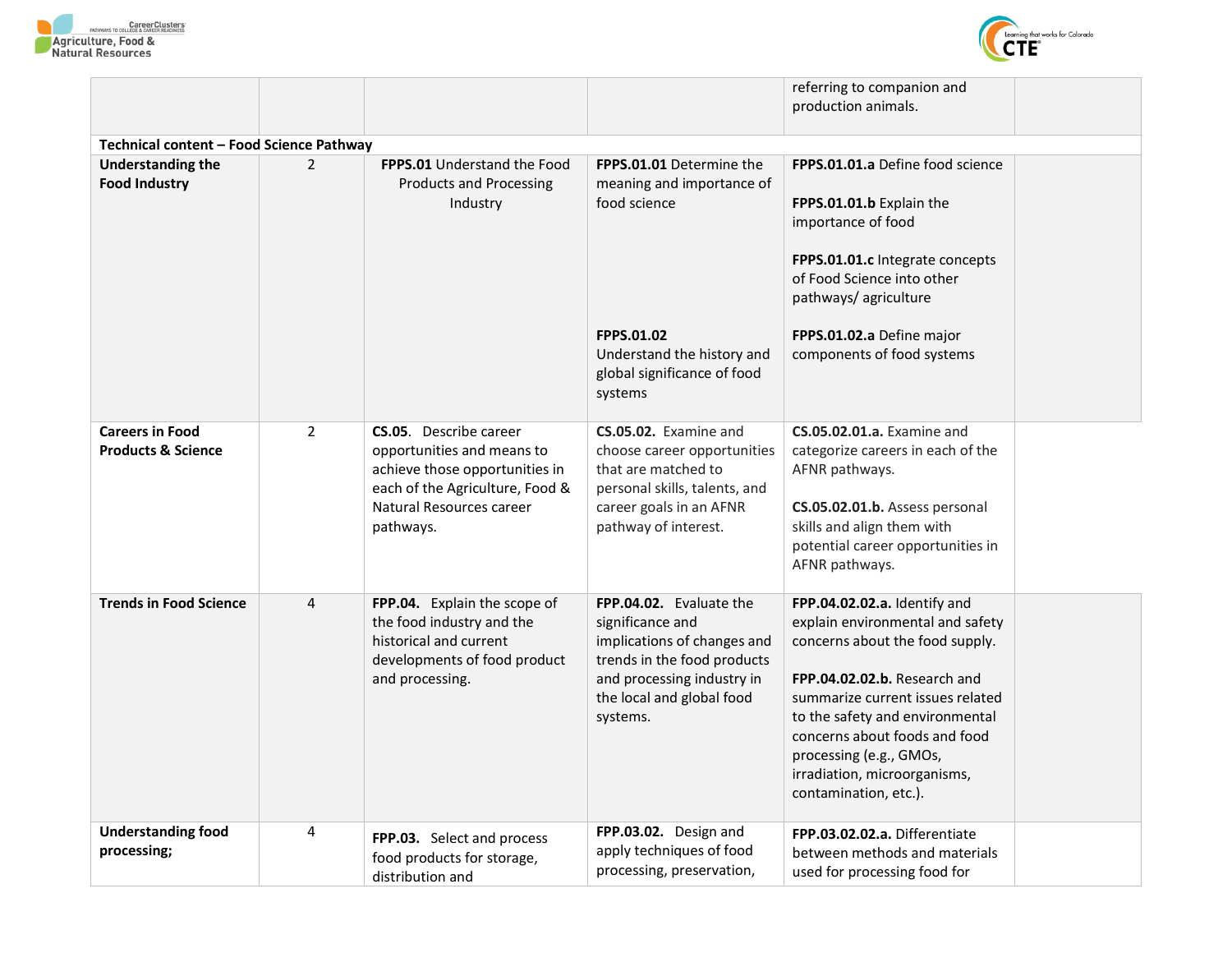| | | | | | |
|---|---|---|---|---|---|
| | | | | referring to companion and production animals. | |
| **Technical content – Food Science Pathway** | | | | | |
| **Understanding the Food Industry** | 2 | **FPPS.01** Understand the Food Products and Processing Industry | **FPPS.01.01** Determine the meaning and importance of food science<br><br>**FPPS.01.02** Understand the history and global significance of food systems | **FPPS.01.01.a** Define food science<br><br>**FPPS.01.01.b** Explain the importance of food<br><br>**FPPS.01.01.c** Integrate concepts of Food Science into other pathways/ agriculture<br><br>**FPPS.01.02.a** Define major components of food systems | |
| **Careers in Food Products & Science** | 2 | **CS.05**. Describe career opportunities and means to achieve those opportunities in each of the Agriculture, Food & Natural Resources career pathways. | **CS.05.02.** Examine and choose career opportunities that are matched to personal skills, talents, and career goals in an AFNR pathway of interest. | **CS.05.02.01.a.** Examine and categorize careers in each of the AFNR pathways.<br><br>**CS.05.02.01.b.** Assess personal skills and align them with potential career opportunities in AFNR pathways. | |
| **Trends in Food Science** | 4 | **FPP.04.** Explain the scope of the food industry and the historical and current developments of food product and processing. | **FPP.04.02.** Evaluate the significance and implications of changes and trends in the food products and processing industry in the local and global food systems. | **FPP.04.02.02.a.** Identify and explain environmental and safety concerns about the food supply.<br><br>**FPP.04.02.02.b.** Research and summarize current issues related to the safety and environmental concerns about foods and food processing (e.g., GMOs, irradiation, microorganisms, contamination, etc.). | |
| **Understanding food processing;** | 4 | **FPP.03.** Select and process food products for storage, distribution and | **FPP.03.02.** Design and apply techniques of food processing, preservation, | **FPP.03.02.02.a.** Differentiate between methods and materials used for processing food for | |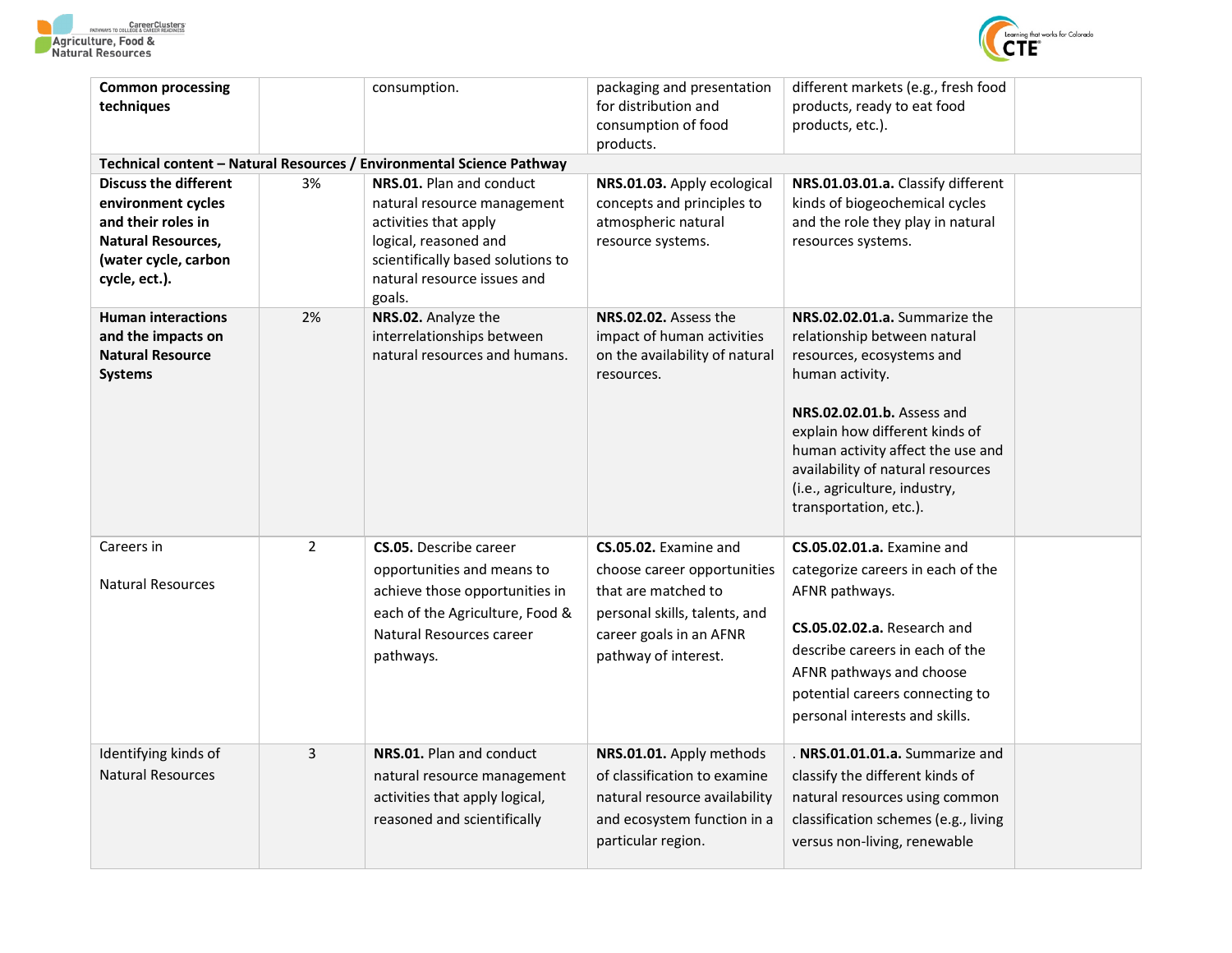| | | | | | |
|---|---|---|---|---|---|
| **Common processing techniques** | | consumption. | packaging and presentation for distribution and consumption of food products. | different markets (e.g., fresh food products, ready to eat food products, etc.). | |
| **Technical content – Natural Resources / Environmental Science Pathway** | | | | | |
| **Discuss the different environment cycles and their roles in Natural Resources, (water cycle, carbon cycle, ect.).** | 3% | **NRS.01.** Plan and conduct natural resource management activities that apply logical, reasoned and scientifically based solutions to natural resource issues and goals. | **NRS.01.03.** Apply ecological concepts and principles to atmospheric natural resource systems. | **NRS.01.03.01.a.** Classify different kinds of biogeochemical cycles and the role they play in natural resources systems. | |
| **Human interactions and the impacts on Natural Resource Systems** | 2% | **NRS.02.** Analyze the interrelationships between natural resources and humans. | **NRS.02.02.** Assess the impact of human activities on the availability of natural resources. | **NRS.02.02.01.a.** Summarize the relationship between natural resources, ecosystems and human activity.<br><br>**NRS.02.02.01.b.** Assess and explain how different kinds of human activity affect the use and availability of natural resources (i.e., agriculture, industry, transportation, etc.). | |
| Careers in<br><br>Natural Resources | 2 | **CS.05.** Describe career opportunities and means to achieve those opportunities in each of the Agriculture, Food & Natural Resources career pathways. | **CS.05.02.** Examine and choose career opportunities that are matched to personal skills, talents, and career goals in an AFNR pathway of interest. | **CS.05.02.01.a.** Examine and categorize careers in each of the AFNR pathways.<br><br>**CS.05.02.02.a.** Research and describe careers in each of the AFNR pathways and choose potential careers connecting to personal interests and skills. | |
| Identifying kinds of Natural Resources | 3 | **NRS.01.** Plan and conduct natural resource management activities that apply logical, reasoned and scientifically | **NRS.01.01.** Apply methods of classification to examine natural resource availability and ecosystem function in a particular region. | . **NRS.01.01.01.a.** Summarize and classify the different kinds of natural resources using common classification schemes (e.g., living versus non-living, renewable | |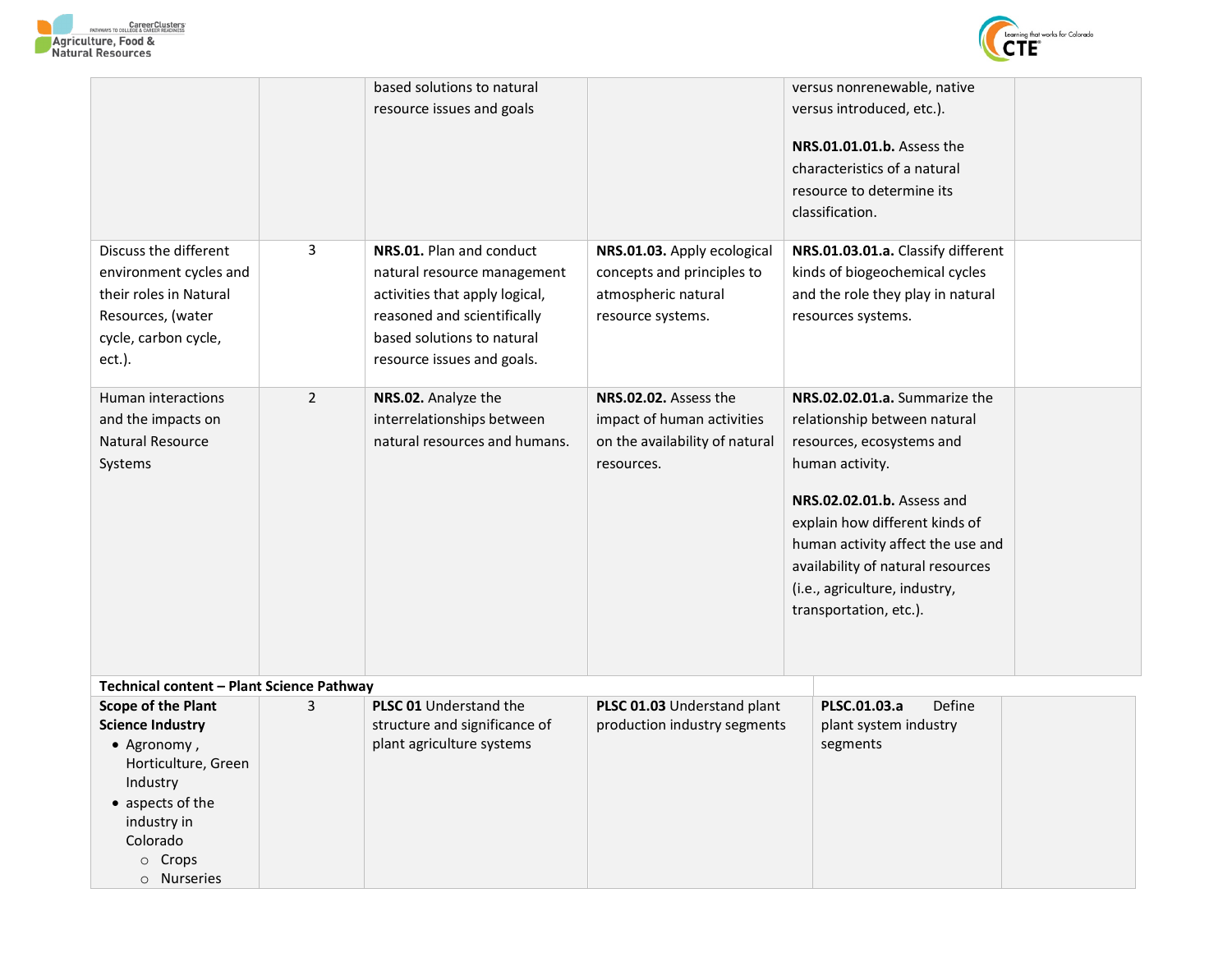| | | | | | |
|---|---|---|---|---|---|
| | | based solutions to natural resource issues and goals | | versus nonrenewable, native versus introduced, etc.).<br><br>**NRS.01.01.01.b.** Assess the characteristics of a natural resource to determine its classification. | |
| Discuss the different environment cycles and their roles in Natural Resources, (water cycle, carbon cycle, ect.). | 3 | **NRS.01.** Plan and conduct natural resource management activities that apply logical, reasoned and scientifically based solutions to natural resource issues and goals. | **NRS.01.03.** Apply ecological concepts and principles to atmospheric natural resource systems. | **NRS.01.03.01.a.** Classify different kinds of biogeochemical cycles and the role they play in natural resources systems. | |
| Human interactions and the impacts on Natural Resource Systems | 2 | **NRS.02.** Analyze the interrelationships between natural resources and humans. | **NRS.02.02.** Assess the impact of human activities on the availability of natural resources. | **NRS.02.02.01.a.** Summarize the relationship between natural resources, ecosystems and human activity.<br><br>**NRS.02.02.01.b.** Assess and explain how different kinds of human activity affect the use and availability of natural resources (i.e., agriculture, industry, transportation, etc.). | |
| **Technical content – Plant Science Pathway** | | | | | |
| **Scope of the Plant Science Industry**<br>• Agronomy , Horticulture, Green Industry<br>• aspects of the industry in Colorado<br>  ○ Crops<br>  ○ Nurseries | 3 | **PLSC 01** Understand the structure and significance of plant agriculture systems | **PLSC 01.03** Understand plant production industry segments | **PLSC.01.03.a** Define plant system industry segments | |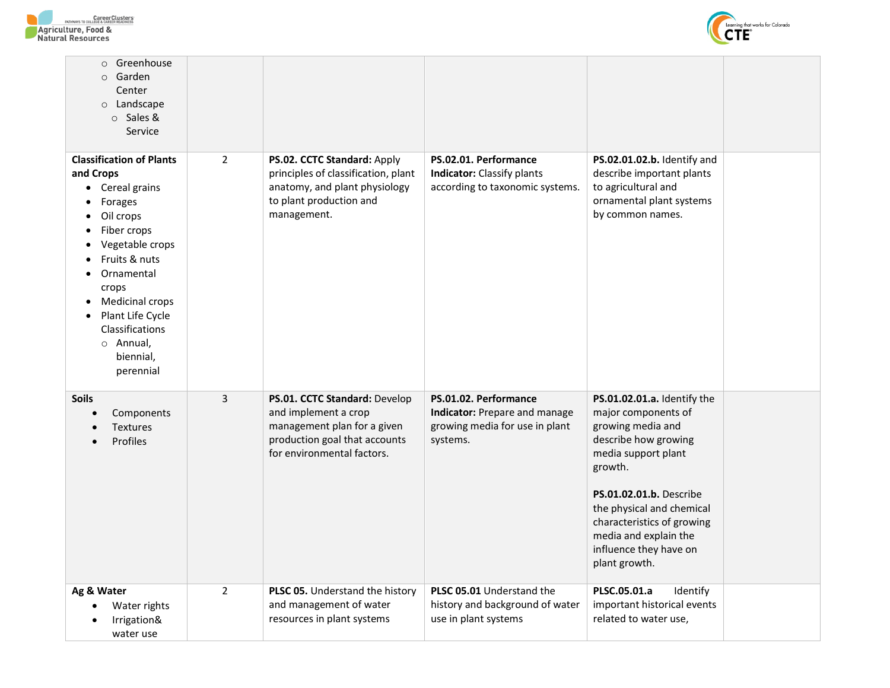| | | | | | |
|---|---|---|---|---|---|
| ○ Greenhouse<br>○ Garden Center<br>○ Landscape<br>　○ Sales & Service | | | | | |
| **Classification of Plants and Crops**<br>• Cereal grains<br>• Forages<br>• Oil crops<br>• Fiber crops<br>• Vegetable crops<br>• Fruits & nuts<br>• Ornamental crops<br>• Medicinal crops<br>• Plant Life Cycle Classifications<br>　○ Annual, biennial, perennial | 2 | **PS.02. CCTC Standard:** Apply principles of classification, plant anatomy, and plant physiology to plant production and management. | **PS.02.01. Performance Indicator:** Classify plants according to taxonomic systems. | **PS.02.01.02.b.** Identify and describe important plants to agricultural and ornamental plant systems by common names. | |
| **Soils**<br>• Components<br>• Textures<br>• Profiles | 3 | **PS.01. CCTC Standard:** Develop and implement a crop management plan for a given production goal that accounts for environmental factors. | **PS.01.02. Performance Indicator:** Prepare and manage growing media for use in plant systems. | **PS.01.02.01.a.** Identify the major components of growing media and describe how growing media support plant growth.<br><br>**PS.01.02.01.b.** Describe the physical and chemical characteristics of growing media and explain the influence they have on plant growth. | |
| **Ag & Water**<br>• Water rights<br>• Irrigation& water use | 2 | **PLSC 05.** Understand the history and management of water resources in plant systems | **PLSC 05.01** Understand the history and background of water use in plant systems | **PLSC.05.01.a** Identify important historical events related to water use, | |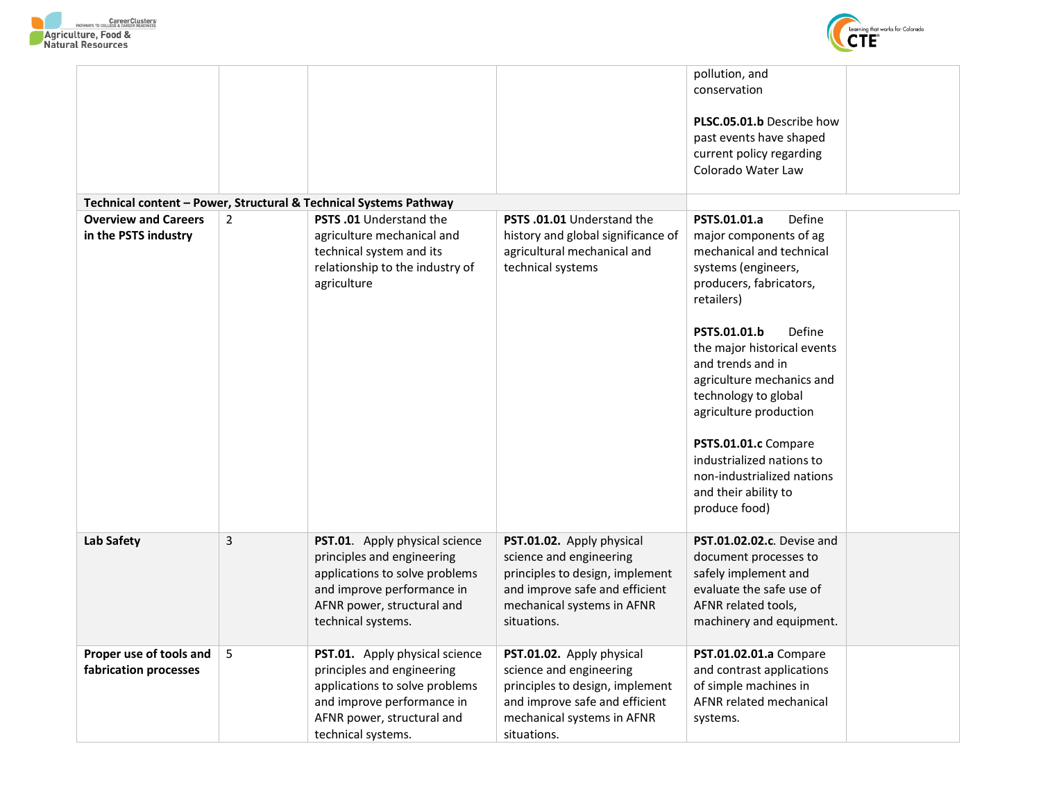| | | | | | |
|---|---|---|---|---|---|
| | | | | pollution, and conservation<br><br>**PLSC.05.01.b** Describe how past events have shaped current policy regarding Colorado Water Law | |
| **Technical content – Power, Structural & Technical Systems Pathway** | | | | | |
| **Overview and Careers in the PSTS industry** | 2 | **PSTS .01** Understand the agriculture mechanical and technical system and its relationship to the industry of agriculture | **PSTS .01.01** Understand the history and global significance of agricultural mechanical and technical systems | **PSTS.01.01.a** Define major components of ag mechanical and technical systems (engineers, producers, fabricators, retailers)<br><br>**PSTS.01.01.b** Define the major historical events and trends and in agriculture mechanics and technology to global agriculture production<br><br>**PSTS.01.01.c** Compare industrialized nations to non-industrialized nations and their ability to produce food) | |
| **Lab Safety** | 3 | **PST.01.** Apply physical science principles and engineering applications to solve problems and improve performance in AFNR power, structural and technical systems. | **PST.01.02.** Apply physical science and engineering principles to design, implement and improve safe and efficient mechanical systems in AFNR situations. | **PST.01.02.02.c**. Devise and document processes to safely implement and evaluate the safe use of AFNR related tools, machinery and equipment. | |
| **Proper use of tools and fabrication processes** | 5 | **PST.01.** Apply physical science principles and engineering applications to solve problems and improve performance in AFNR power, structural and technical systems. | **PST.01.02.** Apply physical science and engineering principles to design, implement and improve safe and efficient mechanical systems in AFNR situations. | **PST.01.02.01.a** Compare and contrast applications of simple machines in AFNR related mechanical systems. | |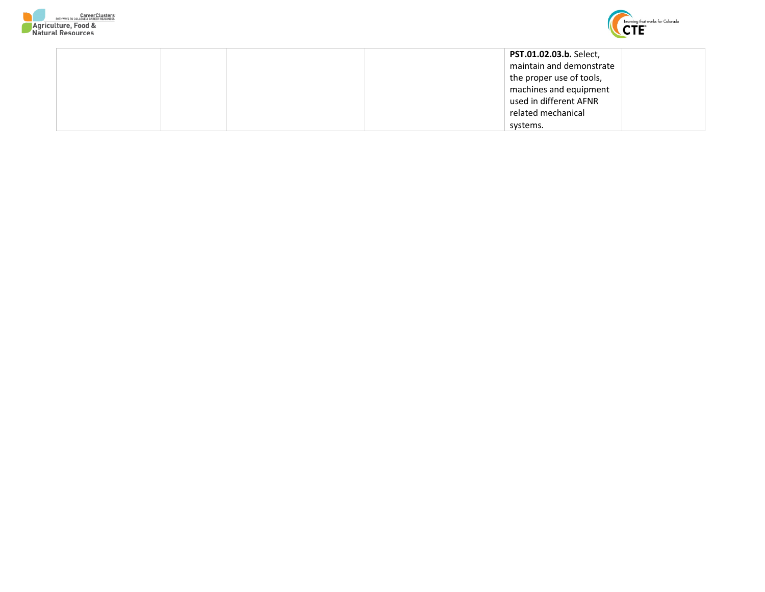| | | | | | |
|---|---|---|---|---|---|
| | | | | **PST.01.02.03.b.** Select, maintain and demonstrate the proper use of tools, machines and equipment used in different AFNR related mechanical systems. | |